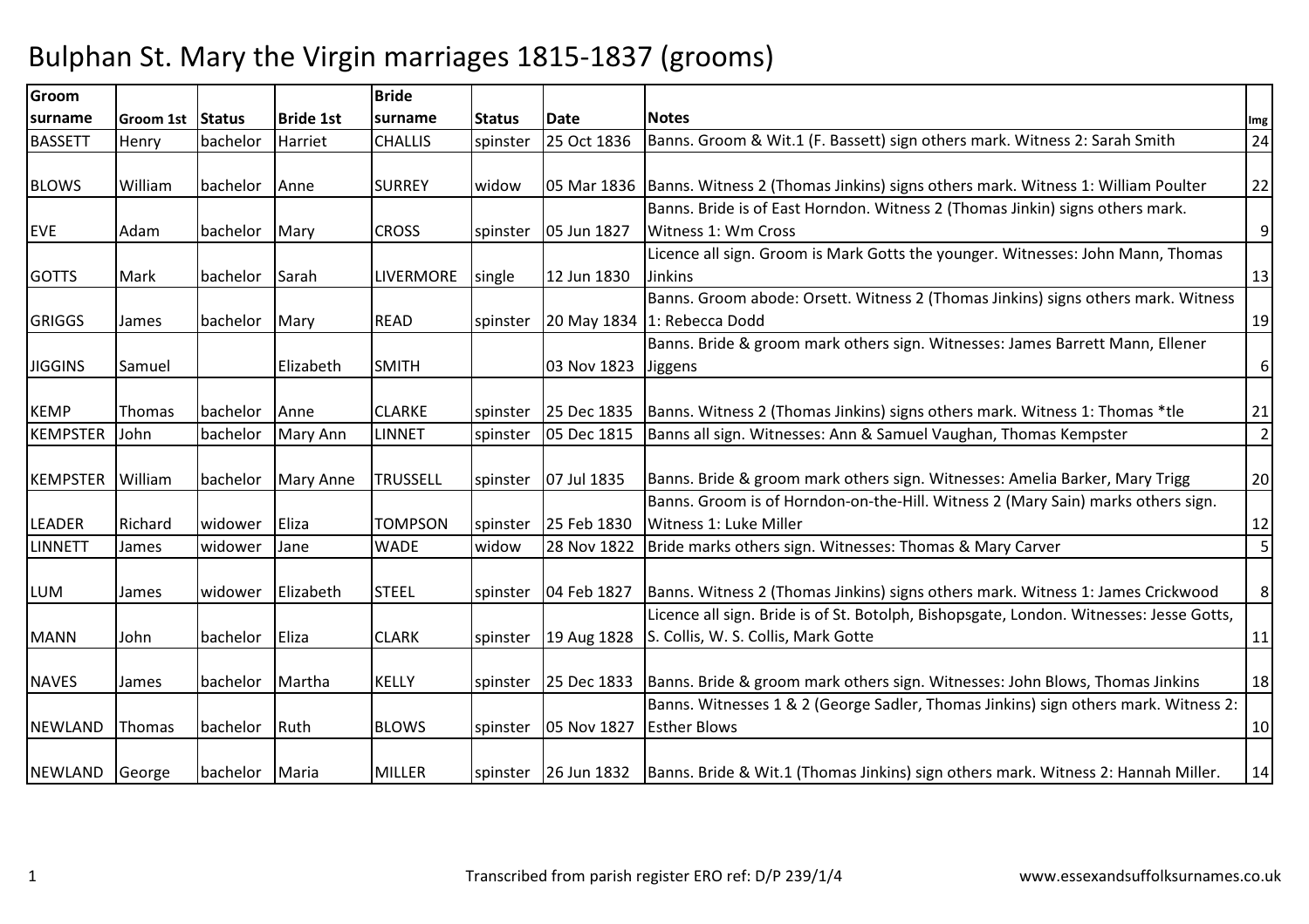# Bulphan St. Mary the Virgin marriages 1815-1837 (grooms)

| Groom surname | Groom 1st | Status | Bride 1st | Bride surname | Status | Date | Notes | Img |
|---|---|---|---|---|---|---|---|---|
| BASSETT | Henry | bachelor | Harriet | CHALLIS | spinster | 25 Oct 1836 | Banns. Groom & Wit.1 (F. Bassett) sign others mark. Witness 2: Sarah Smith | 24 |
| BLOWS | William | bachelor | Anne | SURREY | widow | 05 Mar 1836 | Banns. Witness 2 (Thomas Jinkins) signs others mark. Witness 1: William Poulter | 22 |
| EVE | Adam | bachelor | Mary | CROSS | spinster | 05 Jun 1827 | Banns. Bride is of East Horndon. Witness 2 (Thomas Jinkin) signs others mark. Witness 1: Wm Cross | 9 |
| GOTTS | Mark | bachelor | Sarah | LIVERMORE | single | 12 Jun 1830 | Licence all sign. Groom is Mark Gotts the younger. Witnesses: John Mann, Thomas Jinkins | 13 |
| GRIGGS | James | bachelor | Mary | READ | spinster | 20 May 1834 | Banns. Groom abode: Orsett. Witness 2 (Thomas Jinkins) signs others mark. Witness 1: Rebecca Dodd | 19 |
| JIGGINS | Samuel | | Elizabeth | SMITH | | 03 Nov 1823 | Banns. Bride & groom mark others sign. Witnesses: James Barrett Mann, Ellener Jiggens | 6 |
| KEMP | Thomas | bachelor | Anne | CLARKE | spinster | 25 Dec 1835 | Banns. Witness 2 (Thomas Jinkins) signs others mark. Witness 1: Thomas *tle | 21 |
| KEMPSTER | John | bachelor | Mary Ann | LINNET | spinster | 05 Dec 1815 | Banns all sign. Witnesses: Ann & Samuel Vaughan, Thomas Kempster | 2 |
| KEMPSTER | William | bachelor | Mary Anne | TRUSSELL | spinster | 07 Jul 1835 | Banns. Bride & groom mark others sign. Witnesses: Amelia Barker, Mary Trigg | 20 |
| LEADER | Richard | widower | Eliza | TOMPSON | spinster | 25 Feb 1830 | Banns. Groom is of Horndon-on-the-Hill. Witness 2 (Mary Sain) marks others sign. Witness 1: Luke Miller | 12 |
| LINNETT | James | widower | Jane | WADE | widow | 28 Nov 1822 | Bride marks others sign. Witnesses: Thomas & Mary Carver | 5 |
| LUM | James | widower | Elizabeth | STEEL | spinster | 04 Feb 1827 | Banns. Witness 2 (Thomas Jinkins) signs others mark. Witness 1: James Crickwood | 8 |
| MANN | John | bachelor | Eliza | CLARK | spinster | 19 Aug 1828 | Licence all sign. Bride is of St. Botolph, Bishopsgate, London. Witnesses: Jesse Gotts, S. Collis, W. S. Collis, Mark Gotte | 11 |
| NAVES | James | bachelor | Martha | KELLY | spinster | 25 Dec 1833 | Banns. Bride & groom mark others sign. Witnesses: John Blows, Thomas Jinkins | 18 |
| NEWLAND | Thomas | bachelor | Ruth | BLOWS | spinster | 05 Nov 1827 | Banns. Witnesses 1 & 2 (George Sadler, Thomas Jinkins) sign others mark. Witness 2: Esther Blows | 10 |
| NEWLAND | George | bachelor | Maria | MILLER | spinster | 26 Jun 1832 | Banns. Bride & Wit.1 (Thomas Jinkins) sign others mark. Witness 2: Hannah Miller. | 14 |

Transcribed from parish register ERO ref: D/P 239/1/4 www.essexandsuffolksurnames.co.uk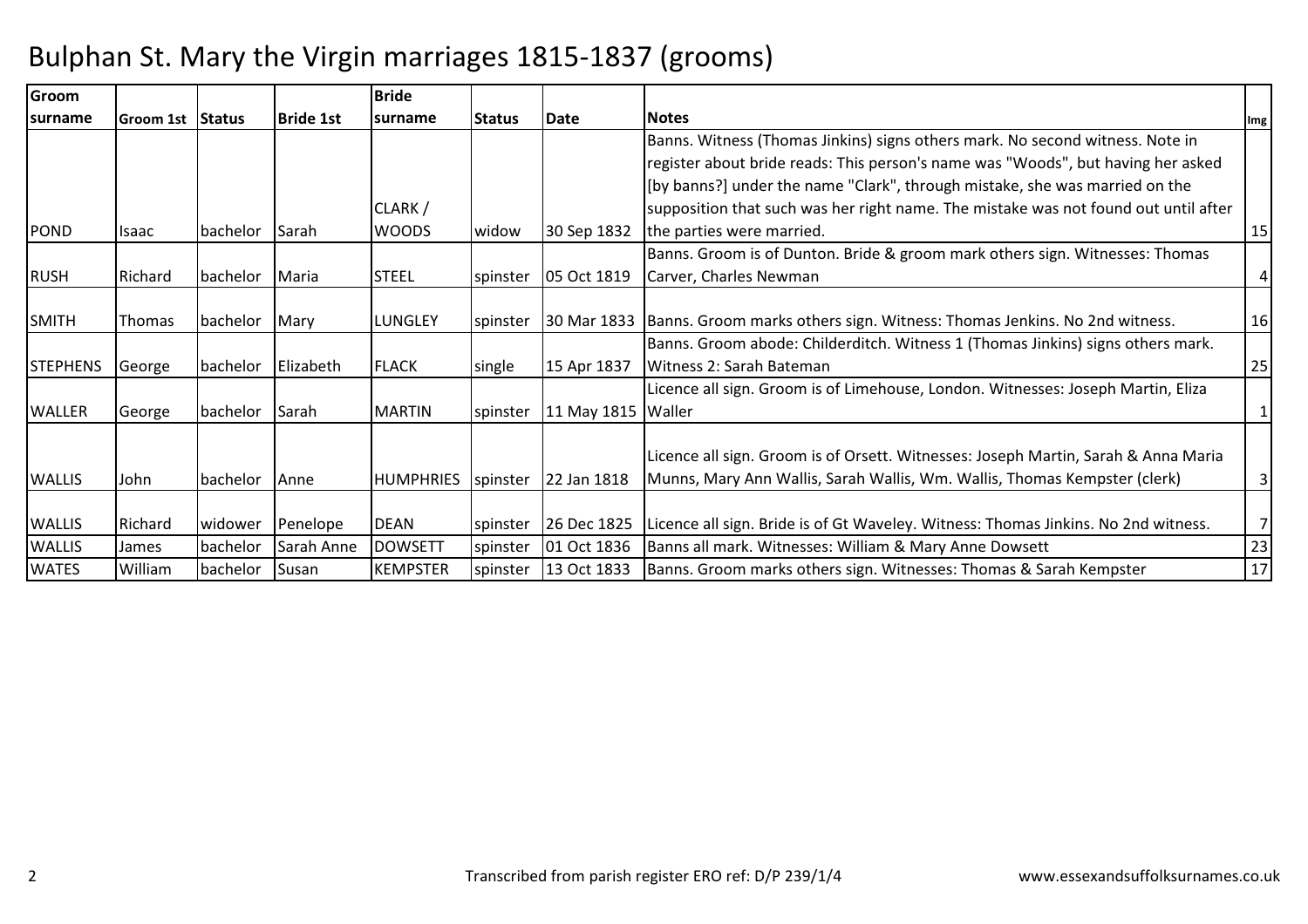# Bulphan St. Mary the Virgin marriages 1815-1837 (grooms)

| Groom surname | Groom 1st | Status | Bride 1st | Bride surname | Status | Date | Notes | Img |
|---|---|---|---|---|---|---|---|---|
| POND | Isaac | bachelor | Sarah | CLARK / WOODS | widow | 30 Sep 1832 | Banns. Witness (Thomas Jinkins) signs others mark. No second witness. Note in register about bride reads: This person's name was "Woods", but having her asked [by banns?] under the name "Clark", through mistake, she was married on the supposition that such was her right name. The mistake was not found out until after the parties were married. | 15 |
| RUSH | Richard | bachelor | Maria | STEEL | spinster | 05 Oct 1819 | Banns. Groom is of Dunton. Bride & groom mark others sign. Witnesses: Thomas Carver, Charles Newman | 4 |
| SMITH | Thomas | bachelor | Mary | LUNGLEY | spinster | 30 Mar 1833 | Banns. Groom marks others sign. Witness: Thomas Jenkins. No 2nd witness. | 16 |
| STEPHENS | George | bachelor | Elizabeth | FLACK | single | 15 Apr 1837 | Banns. Groom abode: Childerditch. Witness 1 (Thomas Jinkins) signs others mark. Witness 2: Sarah Bateman | 25 |
| WALLER | George | bachelor | Sarah | MARTIN | spinster | 11 May 1815 | Licence all sign. Groom is of Limehouse, London. Witnesses: Joseph Martin, Eliza Waller | 1 |
| WALLIS | John | bachelor | Anne | HUMPHRIES | spinster | 22 Jan 1818 | Licence all sign. Groom is of Orsett. Witnesses: Joseph Martin, Sarah & Anna Maria Munns, Mary Ann Wallis, Sarah Wallis, Wm. Wallis, Thomas Kempster (clerk) | 3 |
| WALLIS | Richard | widower | Penelope | DEAN | spinster | 26 Dec 1825 | Licence all sign. Bride is of Gt Waveley. Witness: Thomas Jinkins. No 2nd witness. | 7 |
| WALLIS | James | bachelor | Sarah Anne | DOWSETT | spinster | 01 Oct 1836 | Banns all mark. Witnesses: William & Mary Anne Dowsett | 23 |
| WATES | William | bachelor | Susan | KEMPSTER | spinster | 13 Oct 1833 | Banns. Groom marks others sign. Witnesses: Thomas & Sarah Kempster | 17 |

Transcribed from parish register ERO ref: D/P 239/1/4

www.essexandsuffolksurnames.co.uk